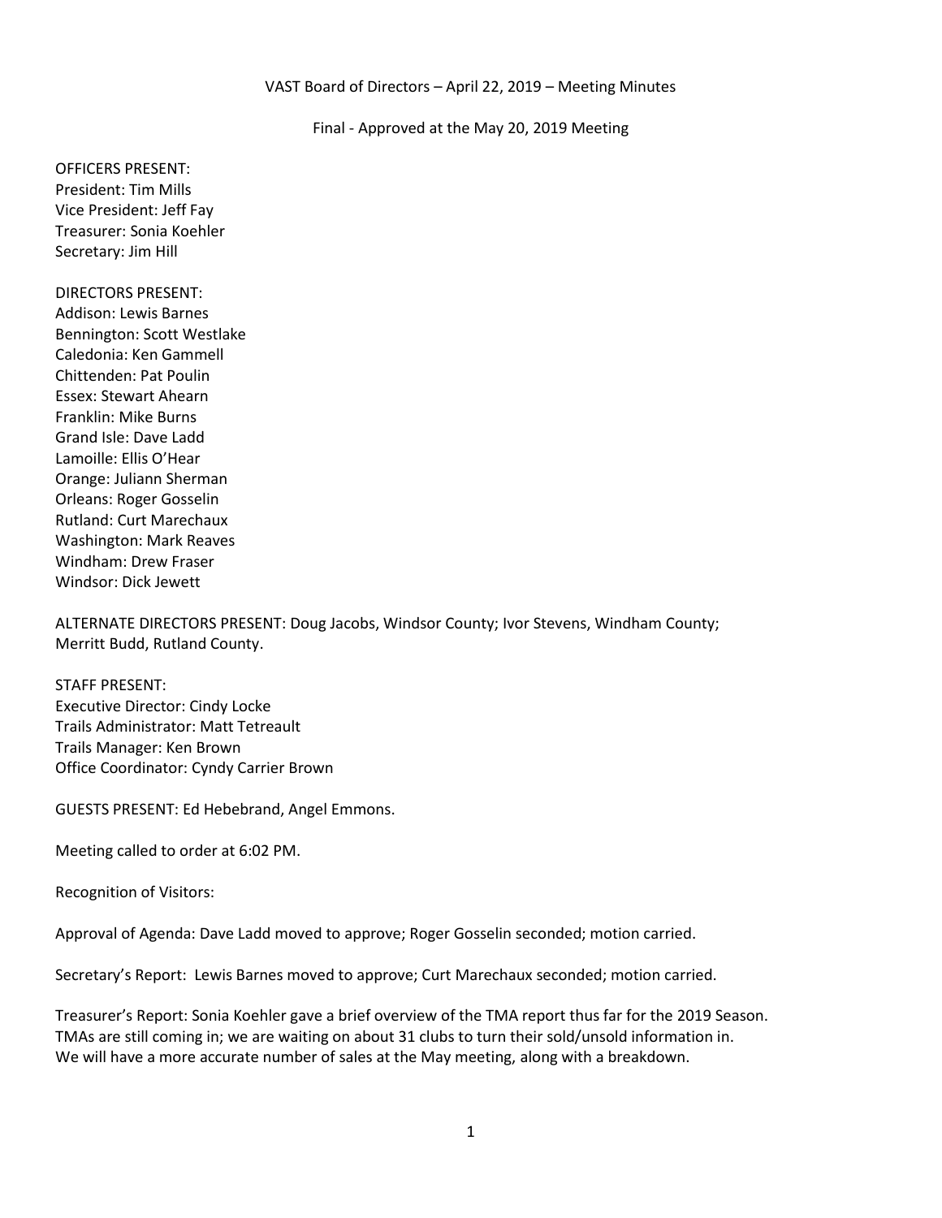VAST Board of Directors – April 22, 2019 – Meeting Minutes

Final - Approved at the May 20, 2019 Meeting

OFFICERS PRESENT:
President: Tim Mills
Vice President: Jeff Fay
Treasurer: Sonia Koehler
Secretary: Jim Hill

DIRECTORS PRESENT:
Addison: Lewis Barnes
Bennington: Scott Westlake
Caledonia: Ken Gammell
Chittenden: Pat Poulin
Essex: Stewart Ahearn
Franklin: Mike Burns
Grand Isle: Dave Ladd
Lamoille: Ellis O'Hear
Orange: Juliann Sherman
Orleans: Roger Gosselin
Rutland: Curt Marechaux
Washington: Mark Reaves
Windham: Drew Fraser
Windsor: Dick Jewett

ALTERNATE DIRECTORS PRESENT: Doug Jacobs, Windsor County; Ivor Stevens, Windham County; Merritt Budd, Rutland County.

STAFF PRESENT:
Executive Director: Cindy Locke
Trails Administrator: Matt Tetreault
Trails Manager: Ken Brown
Office Coordinator: Cyndy Carrier Brown

GUESTS PRESENT: Ed Hebebrand, Angel Emmons.

Meeting called to order at 6:02 PM.

Recognition of Visitors:

Approval of Agenda: Dave Ladd moved to approve; Roger Gosselin seconded; motion carried.

Secretary's Report: Lewis Barnes moved to approve; Curt Marechaux seconded; motion carried.

Treasurer's Report: Sonia Koehler gave a brief overview of the TMA report thus far for the 2019 Season. TMAs are still coming in; we are waiting on about 31 clubs to turn their sold/unsold information in. We will have a more accurate number of sales at the May meeting, along with a breakdown.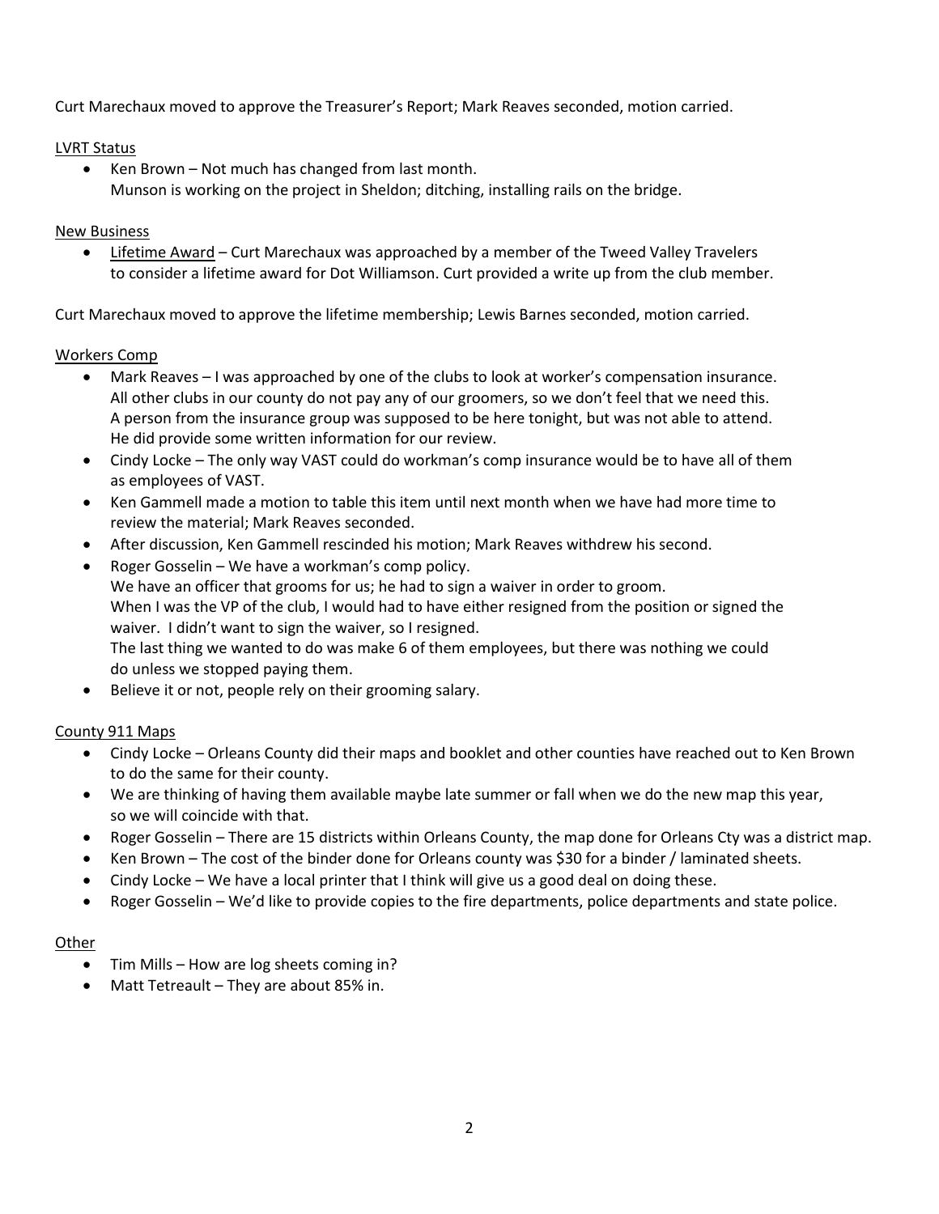Curt Marechaux moved to approve the Treasurer's Report; Mark Reaves seconded, motion carried.

<u>LVRT Status</u>

- Ken Brown – Not much has changed from last month.
  Munson is working on the project in Sheldon; ditching, installing rails on the bridge.

<u>New Business</u>

- <u>Lifetime Award</u> – Curt Marechaux was approached by a member of the Tweed Valley Travelers to consider a lifetime award for Dot Williamson. Curt provided a write up from the club member.

Curt Marechaux moved to approve the lifetime membership; Lewis Barnes seconded, motion carried.

<u>Workers Comp</u>

- Mark Reaves – I was approached by one of the clubs to look at worker's compensation insurance. All other clubs in our county do not pay any of our groomers, so we don't feel that we need this. A person from the insurance group was supposed to be here tonight, but was not able to attend. He did provide some written information for our review.
- Cindy Locke – The only way VAST could do workman's comp insurance would be to have all of them as employees of VAST.
- Ken Gammell made a motion to table this item until next month when we have had more time to review the material; Mark Reaves seconded.
- After discussion, Ken Gammell rescinded his motion; Mark Reaves withdrew his second.
- Roger Gosselin – We have a workman's comp policy.
  We have an officer that grooms for us; he had to sign a waiver in order to groom.
  When I was the VP of the club, I would had to have either resigned from the position or signed the waiver. I didn't want to sign the waiver, so I resigned.
  The last thing we wanted to do was make 6 of them employees, but there was nothing we could do unless we stopped paying them.
- Believe it or not, people rely on their grooming salary.

<u>County 911 Maps</u>

- Cindy Locke – Orleans County did their maps and booklet and other counties have reached out to Ken Brown to do the same for their county.
- We are thinking of having them available maybe late summer or fall when we do the new map this year, so we will coincide with that.
- Roger Gosselin – There are 15 districts within Orleans County, the map done for Orleans Cty was a district map.
- Ken Brown – The cost of the binder done for Orleans county was $30 for a binder / laminated sheets.
- Cindy Locke – We have a local printer that I think will give us a good deal on doing these.
- Roger Gosselin – We'd like to provide copies to the fire departments, police departments and state police.

<u>Other</u>

- Tim Mills – How are log sheets coming in?
- Matt Tetreault – They are about 85% in.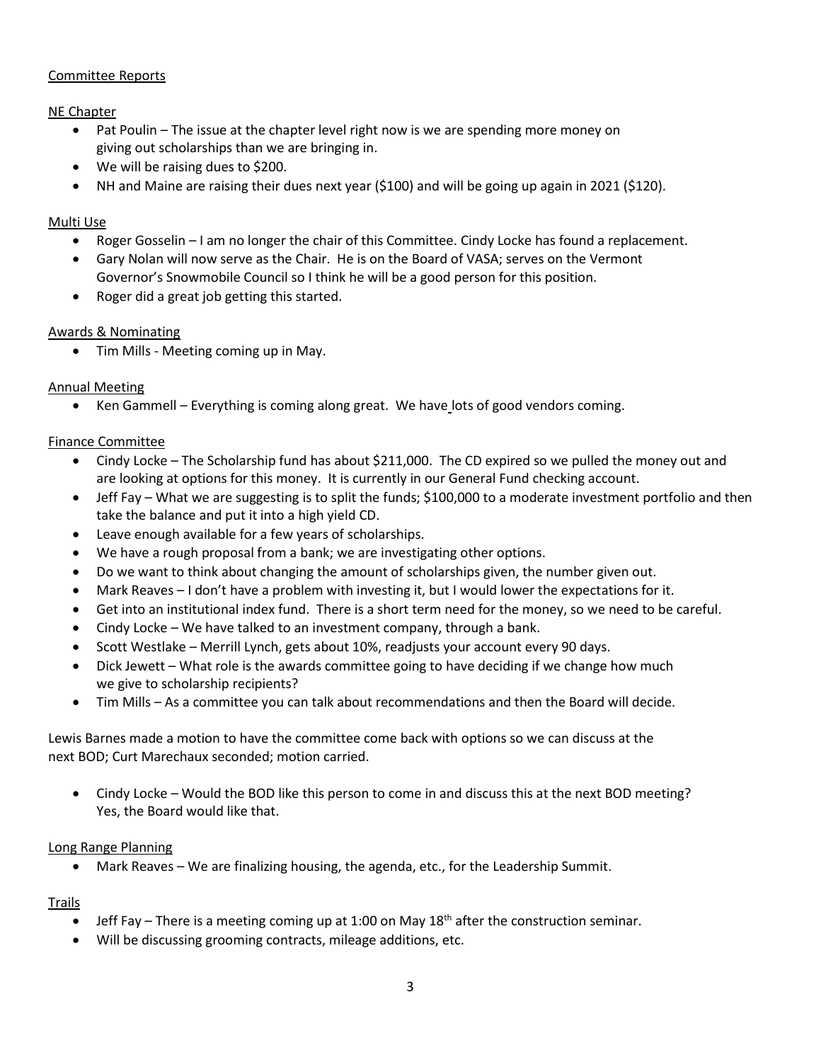Committee Reports

NE Chapter

- Pat Poulin – The issue at the chapter level right now is we are spending more money on giving out scholarships than we are bringing in.
- We will be raising dues to $200.
- NH and Maine are raising their dues next year ($100) and will be going up again in 2021 ($120).

Multi Use

- Roger Gosselin – I am no longer the chair of this Committee. Cindy Locke has found a replacement.
- Gary Nolan will now serve as the Chair. He is on the Board of VASA; serves on the Vermont Governor's Snowmobile Council so I think he will be a good person for this position.
- Roger did a great job getting this started.

Awards & Nominating

- Tim Mills - Meeting coming up in May.

Annual Meeting

- Ken Gammell – Everything is coming along great. We have lots of good vendors coming.

Finance Committee

- Cindy Locke – The Scholarship fund has about $211,000. The CD expired so we pulled the money out and are looking at options for this money. It is currently in our General Fund checking account.
- Jeff Fay – What we are suggesting is to split the funds; $100,000 to a moderate investment portfolio and then take the balance and put it into a high yield CD.
- Leave enough available for a few years of scholarships.
- We have a rough proposal from a bank; we are investigating other options.
- Do we want to think about changing the amount of scholarships given, the number given out.
- Mark Reaves – I don't have a problem with investing it, but I would lower the expectations for it.
- Get into an institutional index fund. There is a short term need for the money, so we need to be careful.
- Cindy Locke – We have talked to an investment company, through a bank.
- Scott Westlake – Merrill Lynch, gets about 10%, readjusts your account every 90 days.
- Dick Jewett – What role is the awards committee going to have deciding if we change how much we give to scholarship recipients?
- Tim Mills – As a committee you can talk about recommendations and then the Board will decide.

Lewis Barnes made a motion to have the committee come back with options so we can discuss at the next BOD; Curt Marechaux seconded; motion carried.

- Cindy Locke – Would the BOD like this person to come in and discuss this at the next BOD meeting? Yes, the Board would like that.

Long Range Planning

- Mark Reaves – We are finalizing housing, the agenda, etc., for the Leadership Summit.

Trails

- Jeff Fay – There is a meeting coming up at 1:00 on May 18th after the construction seminar.
- Will be discussing grooming contracts, mileage additions, etc.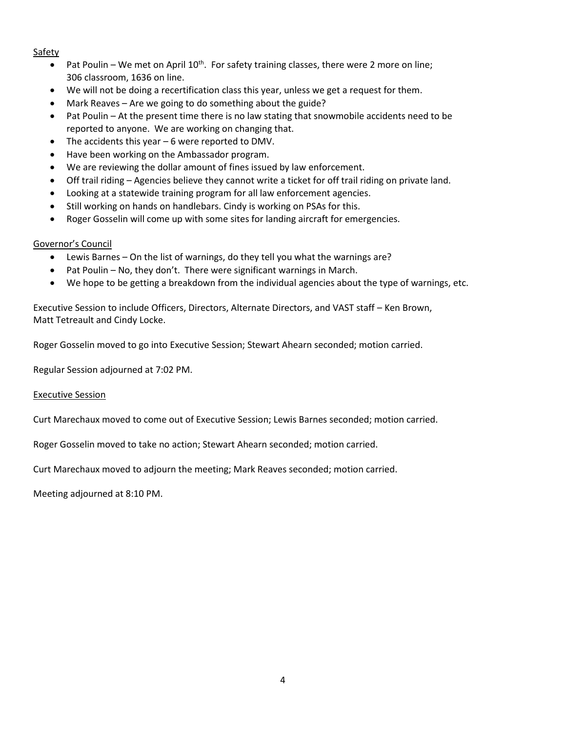Safety

- Pat Poulin – We met on April 10th. For safety training classes, there were 2 more on line; 306 classroom, 1636 on line.
- We will not be doing a recertification class this year, unless we get a request for them.
- Mark Reaves – Are we going to do something about the guide?
- Pat Poulin – At the present time there is no law stating that snowmobile accidents need to be reported to anyone. We are working on changing that.
- The accidents this year – 6 were reported to DMV.
- Have been working on the Ambassador program.
- We are reviewing the dollar amount of fines issued by law enforcement.
- Off trail riding – Agencies believe they cannot write a ticket for off trail riding on private land.
- Looking at a statewide training program for all law enforcement agencies.
- Still working on hands on handlebars. Cindy is working on PSAs for this.
- Roger Gosselin will come up with some sites for landing aircraft for emergencies.

Governor's Council

- Lewis Barnes – On the list of warnings, do they tell you what the warnings are?
- Pat Poulin – No, they don't. There were significant warnings in March.
- We hope to be getting a breakdown from the individual agencies about the type of warnings, etc.

Executive Session to include Officers, Directors, Alternate Directors, and VAST staff – Ken Brown, Matt Tetreault and Cindy Locke.

Roger Gosselin moved to go into Executive Session; Stewart Ahearn seconded; motion carried.

Regular Session adjourned at 7:02 PM.

Executive Session

Curt Marechaux moved to come out of Executive Session; Lewis Barnes seconded; motion carried.

Roger Gosselin moved to take no action; Stewart Ahearn seconded; motion carried.

Curt Marechaux moved to adjourn the meeting; Mark Reaves seconded; motion carried.

Meeting adjourned at 8:10 PM.